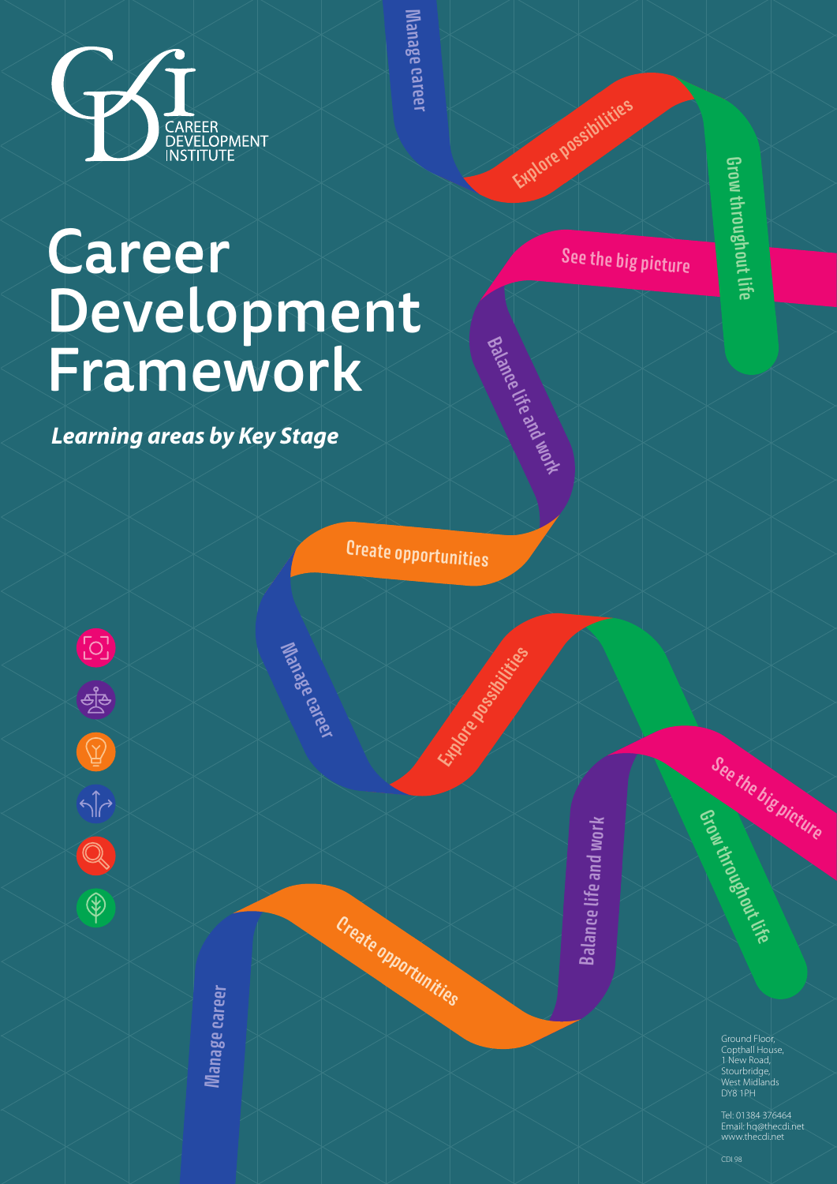CAREER DEVELOPMENT INSTITUTE

# Career Development Framework

***Learning areas by Key Stage***

Manage career

Explore possibilities

Grow throughout life

See the big picture

Balance life and work

Create opportunities

Manage career

Explore possibilities

See the big picture

Grow throughout life

Balance life and work

Create opportunities

Manage career

Ground Floor,
Copthall House,
1 New Road,
Stourbridge,
West Midlands
DY8 1PH

Tel: 01384 376464
Email: hq@thecdi.net
www.thecdi.net

CDI 98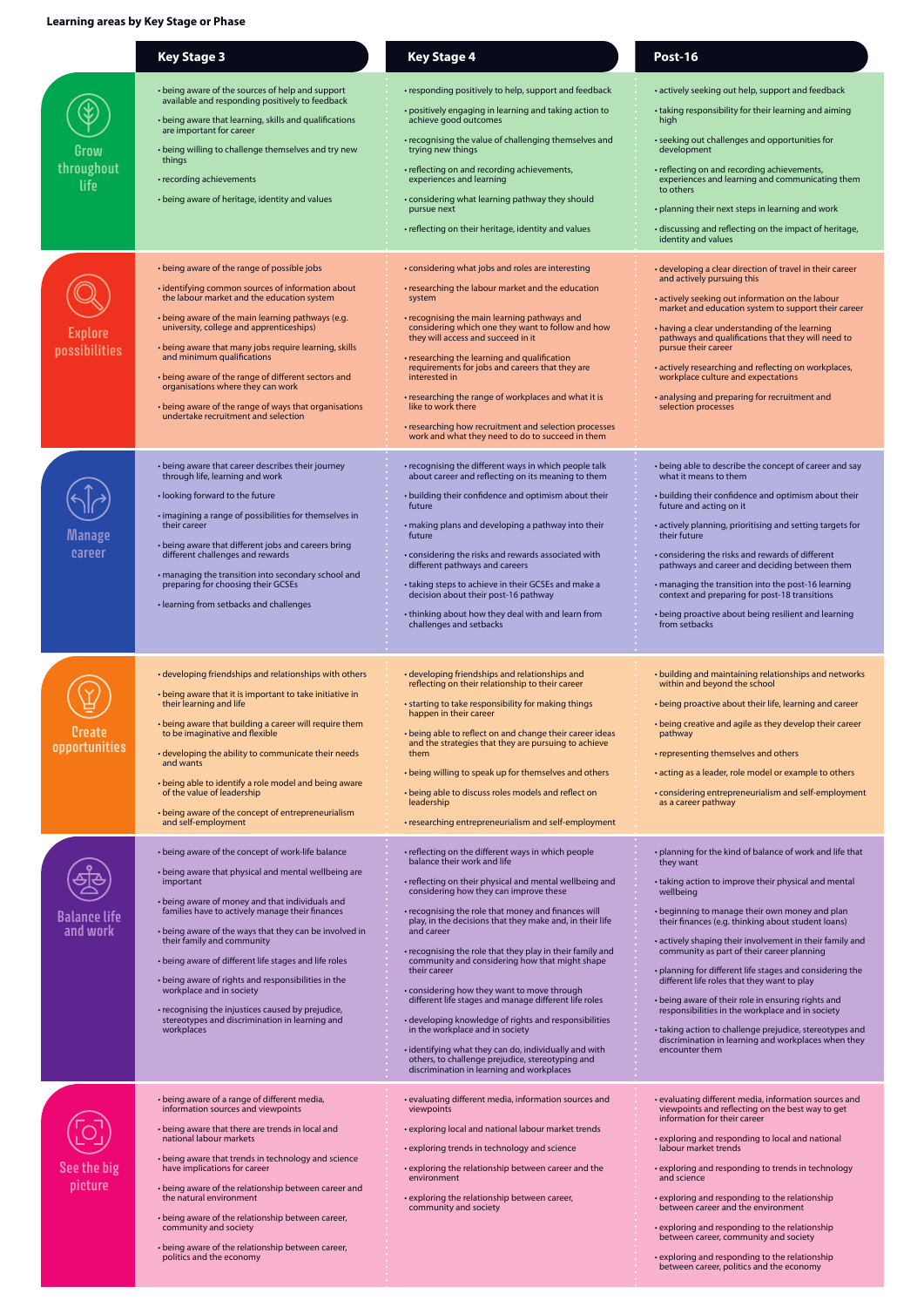**Learning areas by Key Stage or Phase**

| | Key Stage 3 | Key Stage 4 | Post-16 |
|---|---|---|---|
| **Grow throughout life** | • being aware of the sources of help and support available and responding positively to feedback<br>• being aware that learning, skills and qualifications are important for career<br>• being willing to challenge themselves and try new things<br>• recording achievements<br>• being aware of heritage, identity and values | • responding positively to help, support and feedback<br>• positively engaging in learning and taking action to achieve good outcomes<br>• recognising the value of challenging themselves and trying new things<br>• reflecting on and recording achievements, experiences and learning<br>• considering what learning pathway they should pursue next<br>• reflecting on their heritage, identity and values | • actively seeking out help, support and feedback<br>• taking responsibility for their learning and aiming high<br>• seeking out challenges and opportunities for development<br>• reflecting on and recording achievements, experiences and learning and communicating them to others<br>• planning their next steps in learning and work<br>• discussing and reflecting on the impact of heritage, identity and values |
| **Explore possibilities** | • being aware of the range of possible jobs<br>• identifying common sources of information about the labour market and the education system<br>• being aware of the main learning pathways (e.g. university, college and apprenticeships)<br>• being aware that many jobs require learning, skills and minimum qualifications<br>• being aware of the range of different sectors and organisations where they can work<br>• being aware of the range of ways that organisations undertake recruitment and selection | • considering what jobs and roles are interesting<br>• researching the labour market and the education system<br>• recognising the main learning pathways and considering which one they want to follow and how they will access and succeed in it<br>• researching the learning and qualification requirements for jobs and careers that they are interested in<br>• researching the range of workplaces and what it is like to work there<br>• researching how recruitment and selection processes work and what they need to do to succeed in them | • developing a clear direction of travel in their career and actively pursuing this<br>• actively seeking out information on the labour market and education system to support their career<br>• having a clear understanding of the learning pathways and qualifications that they will need to pursue their career<br>• actively researching and reflecting on workplaces, workplace culture and expectations<br>• analysing and preparing for recruitment and selection processes |
| **Manage career** | • being aware that career describes their journey through life, learning and work<br>• looking forward to the future<br>• imagining a range of possibilities for themselves in their career<br>• being aware that different jobs and careers bring different challenges and rewards<br>• managing the transition into secondary school and preparing for choosing their GCSEs<br>• learning from setbacks and challenges | • recognising the different ways in which people talk about career and reflecting on its meaning to them<br>• building their confidence and optimism about their future<br>• making plans and developing a pathway into their future<br>• considering the risks and rewards associated with different pathways and careers<br>• taking steps to achieve in their GCSEs and make a decision about their post-16 pathway<br>• thinking about how they deal with and learn from challenges and setbacks | • being able to describe the concept of career and say what it means to them<br>• building their confidence and optimism about their future and acting on it<br>• actively planning, prioritising and setting targets for their future<br>• considering the risks and rewards of different pathways and career and deciding between them<br>• managing the transition into the post-16 learning context and preparing for post-18 transitions<br>• being proactive about being resilient and learning from setbacks |
| **Create opportunities** | • developing friendships and relationships with others<br>• being aware that it is important to take initiative in their learning and life<br>• being aware that building a career will require them to be imaginative and flexible<br>• developing the ability to communicate their needs and wants<br>• being able to identify a role model and being aware of the value of leadership<br>• being aware of the concept of entrepreneurialism and self-employment | • developing friendships and relationships and reflecting on their relationship to their career<br>• starting to take responsibility for making things happen in their career<br>• being able to reflect on and change their career ideas and the strategies that they are pursuing to achieve them<br>• being willing to speak up for themselves and others<br>• being able to discuss roles models and reflect on leadership<br>• researching entrepreneurialism and self-employment | • building and maintaining relationships and networks within and beyond the school<br>• being proactive about their life, learning and career<br>• being creative and agile as they develop their career pathway<br>• representing themselves and others<br>• acting as a leader, role model or example to others<br>• considering entrepreneurialism and self-employment as a career pathway |
| **Balance life and work** | • being aware of the concept of work-life balance<br>• being aware that physical and mental wellbeing are important<br>• being aware of money and that individuals and families have to actively manage their finances<br>• being aware of the ways that they can be involved in their family and community<br>• being aware of different life stages and life roles<br>• being aware of rights and responsibilities in the workplace and in society<br>• recognising the injustices caused by prejudice, stereotypes and discrimination in learning and workplaces | • reflecting on the different ways in which people balance their work and life<br>• reflecting on their physical and mental wellbeing and considering how they can improve these<br>• recognising the role that money and finances will play, in the decisions that they make, and in their life and career<br>• recognising the role that they play in their family and community and considering how that might shape their career<br>• considering how they want to move through different life stages and manage different life roles<br>• developing knowledge of rights and responsibilities in the workplace and in society<br>• identifying what they can do, individually and with others, to challenge prejudice, stereotyping and discrimination in learning and workplaces | • planning for the kind of balance of work and life that they want<br>• taking action to improve their physical and mental wellbeing<br>• beginning to manage their own money and plan their finances (e.g. thinking about student loans)<br>• actively shaping their involvement in their family and community as part of their career planning<br>• planning for different life stages and considering the different life roles that they want to play<br>• being aware of their role in ensuring rights and responsibilities in the workplace and in society<br>• taking action to challenge prejudice, stereotypes and discrimination in learning and workplaces when they encounter them |
| **See the big picture** | • being aware of a range of different media, information sources and viewpoints<br>• being aware that there are trends in local and national labour markets<br>• being aware that trends in technology and science have implications for career<br>• being aware of the relationship between career and the natural environment<br>• being aware of the relationship between career, community and society<br>• being aware of the relationship between career, politics and the economy | • evaluating different media, information sources and viewpoints<br>• exploring local and national labour market trends<br>• exploring trends in technology and science<br>• exploring the relationship between career and the environment<br>• exploring the relationship between career, community and society | • evaluating different media, information sources and viewpoints and reflecting on the best way to get information for their career<br>• exploring and responding to local and national labour market trends<br>• exploring and responding to trends in technology and science<br>• exploring and responding to the relationship between career and the environment<br>• exploring and responding to the relationship between career, community and society<br>• exploring and responding to the relationship between career, politics and the economy |